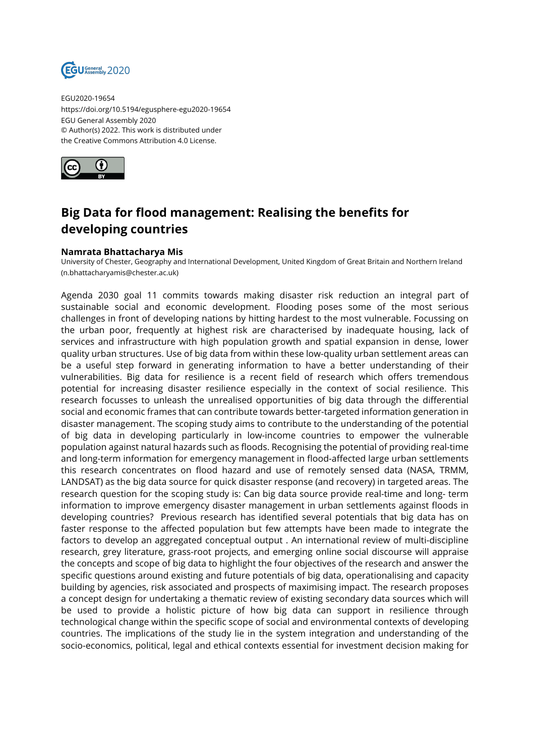EGU2020-19654
https://doi.org/10.5194/egusphere-egu2020-19654
EGU General Assembly 2020
© Author(s) 2022. This work is distributed under
the Creative Commons Attribution 4.0 License.

# Big Data for flood management: Realising the benefits for developing countries

**Namrata Bhattacharya Mis**
University of Chester, Geography and International Development, United Kingdom of Great Britain and Northern Ireland (n.bhattacharyamis@chester.ac.uk)

Agenda 2030 goal 11 commits towards making disaster risk reduction an integral part of sustainable social and economic development. Flooding poses some of the most serious challenges in front of developing nations by hitting hardest to the most vulnerable. Focussing on the urban poor, frequently at highest risk are characterised by inadequate housing, lack of services and infrastructure with high population growth and spatial expansion in dense, lower quality urban structures. Use of big data from within these low-quality urban settlement areas can be a useful step forward in generating information to have a better understanding of their vulnerabilities. Big data for resilience is a recent field of research which offers tremendous potential for increasing disaster resilience especially in the context of social resilience. This research focusses to unleash the unrealised opportunities of big data through the differential social and economic frames that can contribute towards better-targeted information generation in disaster management. The scoping study aims to contribute to the understanding of the potential of big data in developing particularly in low-income countries to empower the vulnerable population against natural hazards such as floods. Recognising the potential of providing real-time and long-term information for emergency management in flood-affected large urban settlements this research concentrates on flood hazard and use of remotely sensed data (NASA, TRMM, LANDSAT) as the big data source for quick disaster response (and recovery) in targeted areas. The research question for the scoping study is: Can big data source provide real-time and long- term information to improve emergency disaster management in urban settlements against floods in developing countries?  Previous research has identified several potentials that big data has on faster response to the affected population but few attempts have been made to integrate the factors to develop an aggregated conceptual output . An international review of multi-discipline research, grey literature, grass-root projects, and emerging online social discourse will appraise the concepts and scope of big data to highlight the four objectives of the research and answer the specific questions around existing and future potentials of big data, operationalising and capacity building by agencies, risk associated and prospects of maximising impact. The research proposes a concept design for undertaking a thematic review of existing secondary data sources which will be used to provide a holistic picture of how big data can support in resilience through technological change within the specific scope of social and environmental contexts of developing countries. The implications of the study lie in the system integration and understanding of the socio-economics, political, legal and ethical contexts essential for investment decision making for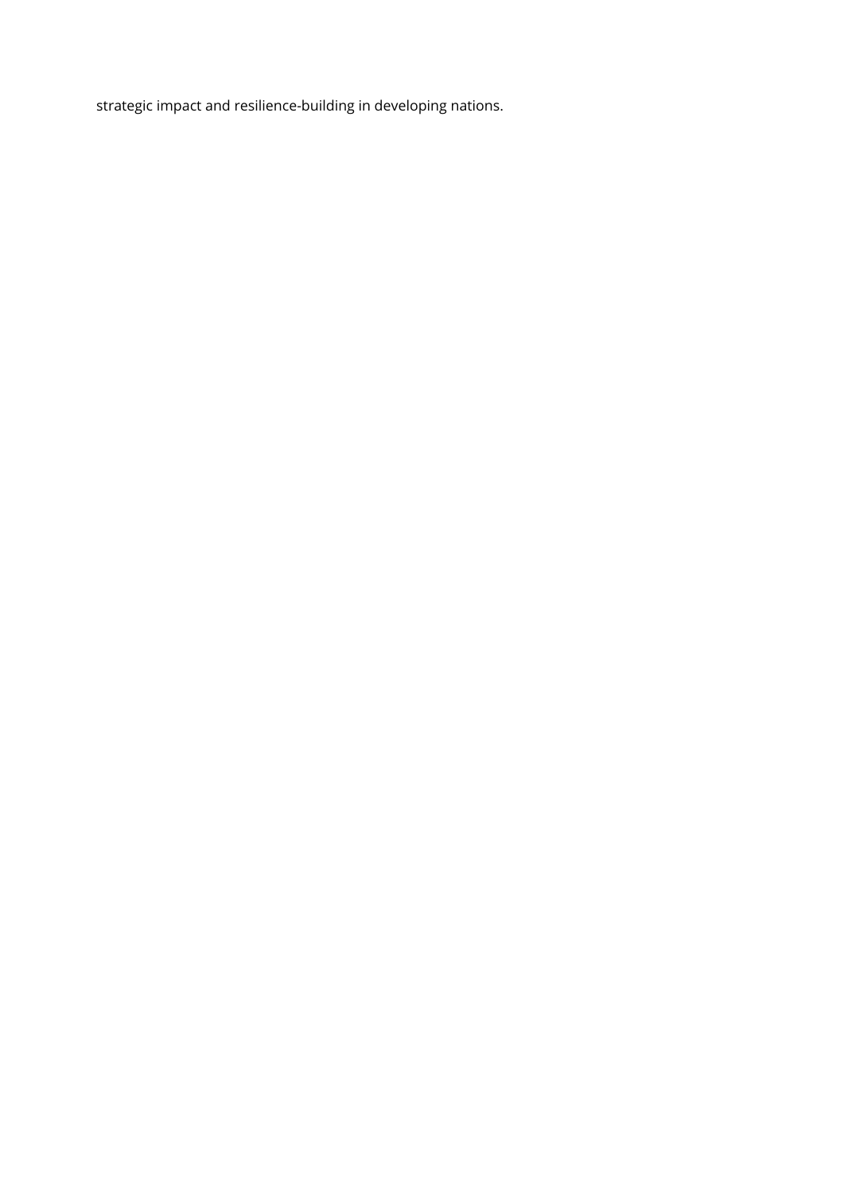strategic impact and resilience-building in developing nations.